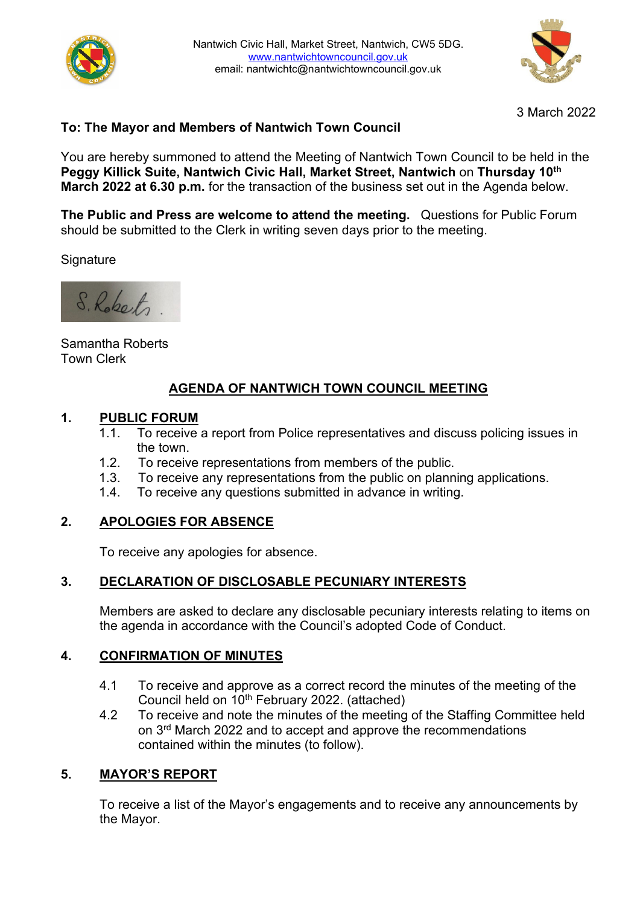Nantwich Civic Hall, Market Street, Nantwich, CW5 5DG.
[www.nantwichtowncouncil.gov.uk](http://www.nantwichtowncouncil.gov.uk)
email: nantwichtc@nantwichtowncouncil.gov.uk

3 March 2022

**To: The Mayor and Members of Nantwich Town Council**

You are hereby summoned to attend the Meeting of Nantwich Town Council to be held in the **Peggy Killick Suite, Nantwich Civic Hall, Market Street, Nantwich** on **Thursday 10th March 2022 at 6.30 p.m.** for the transaction of the business set out in the Agenda below.

**The Public and Press are welcome to attend the meeting.** Questions for Public Forum should be submitted to the Clerk in writing seven days prior to the meeting.

Signature

S. Roberts

Samantha Roberts
Town Clerk

## AGENDA OF NANTWICH TOWN COUNCIL MEETING

**1. PUBLIC FORUM**

1.1. To receive a report from Police representatives and discuss policing issues in the town.
1.2. To receive representations from members of the public.
1.3. To receive any representations from the public on planning applications.
1.4. To receive any questions submitted in advance in writing.

**2. APOLOGIES FOR ABSENCE**

To receive any apologies for absence.

**3. DECLARATION OF DISCLOSABLE PECUNIARY INTERESTS**

Members are asked to declare any disclosable pecuniary interests relating to items on the agenda in accordance with the Council's adopted Code of Conduct.

**4. CONFIRMATION OF MINUTES**

4.1 To receive and approve as a correct record the minutes of the meeting of the Council held on 10th February 2022. (attached)
4.2 To receive and note the minutes of the meeting of the Staffing Committee held on 3rd March 2022 and to accept and approve the recommendations contained within the minutes (to follow).

**5. MAYOR'S REPORT**

To receive a list of the Mayor's engagements and to receive any announcements by the Mayor.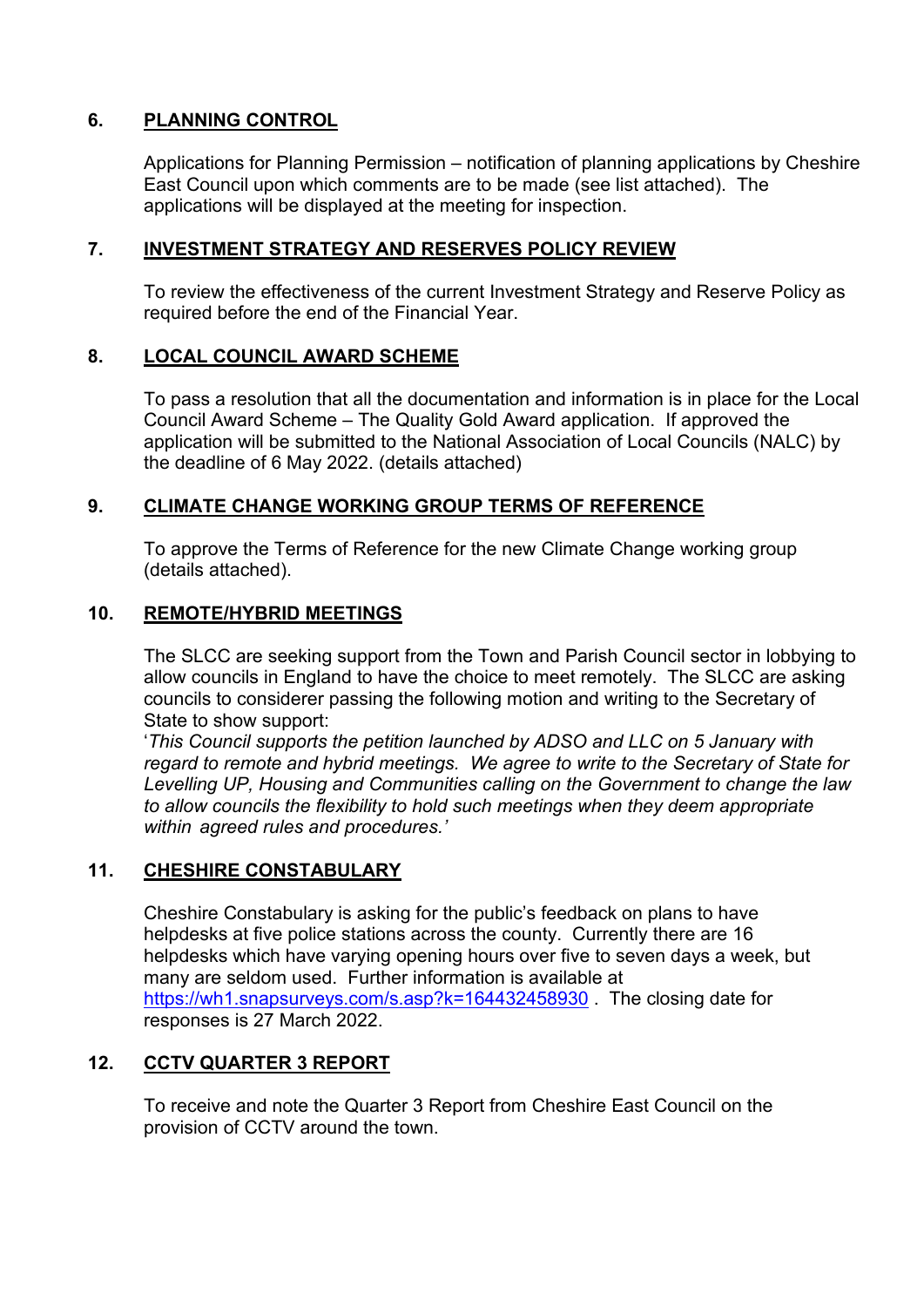## 6. PLANNING CONTROL

Applications for Planning Permission – notification of planning applications by Cheshire East Council upon which comments are to be made (see list attached). The applications will be displayed at the meeting for inspection.

## 7. INVESTMENT STRATEGY AND RESERVES POLICY REVIEW

To review the effectiveness of the current Investment Strategy and Reserve Policy as required before the end of the Financial Year.

## 8. LOCAL COUNCIL AWARD SCHEME

To pass a resolution that all the documentation and information is in place for the Local Council Award Scheme – The Quality Gold Award application. If approved the application will be submitted to the National Association of Local Councils (NALC) by the deadline of 6 May 2022. (details attached)

## 9. CLIMATE CHANGE WORKING GROUP TERMS OF REFERENCE

To approve the Terms of Reference for the new Climate Change working group (details attached).

## 10. REMOTE/HYBRID MEETINGS

The SLCC are seeking support from the Town and Parish Council sector in lobbying to allow councils in England to have the choice to meet remotely. The SLCC are asking councils to considerer passing the following motion and writing to the Secretary of State to show support:

'*This Council supports the petition launched by ADSO and LLC on 5 January with regard to remote and hybrid meetings. We agree to write to the Secretary of State for Levelling UP, Housing and Communities calling on the Government to change the law to allow councils the flexibility to hold such meetings when they deem appropriate within agreed rules and procedures.'*

## 11. CHESHIRE CONSTABULARY

Cheshire Constabulary is asking for the public's feedback on plans to have helpdesks at five police stations across the county. Currently there are 16 helpdesks which have varying opening hours over five to seven days a week, but many are seldom used. Further information is available at https://wh1.snapsurveys.com/s.asp?k=164432458930 . The closing date for responses is 27 March 2022.

## 12. CCTV QUARTER 3 REPORT

To receive and note the Quarter 3 Report from Cheshire East Council on the provision of CCTV around the town.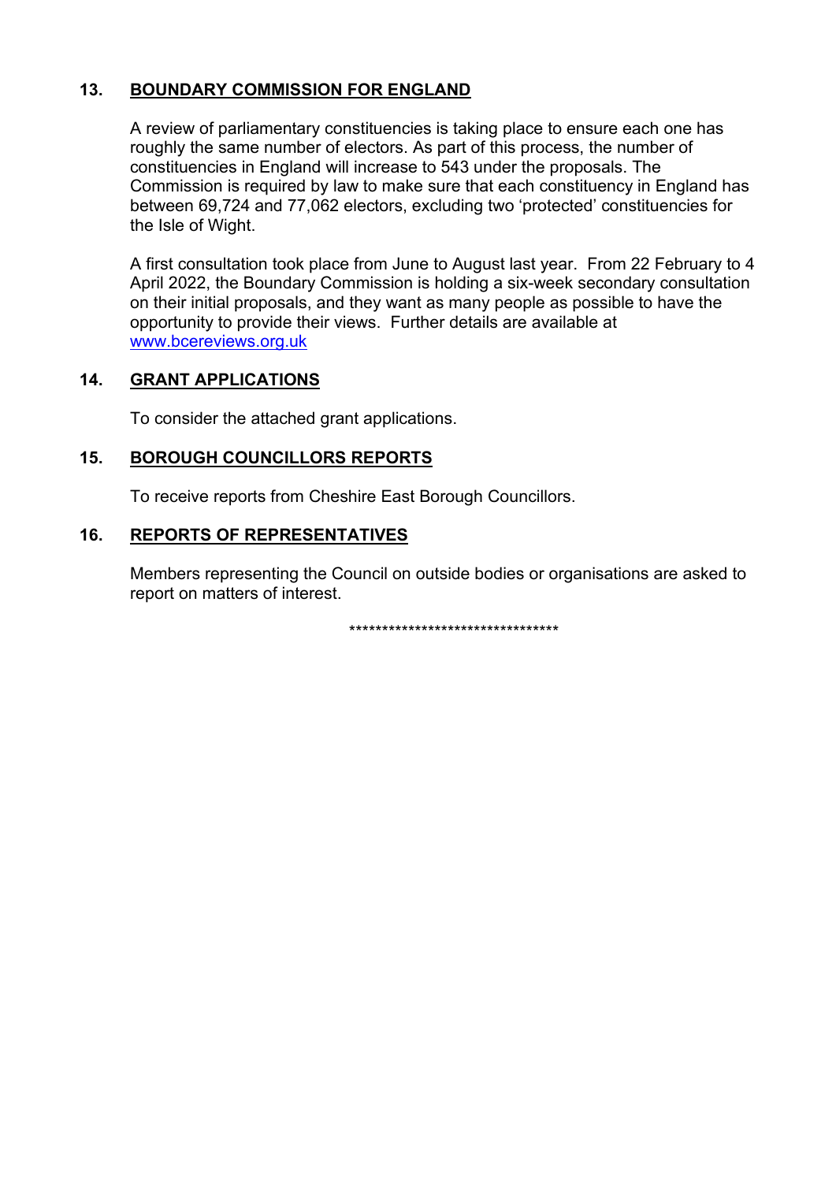## 13. BOUNDARY COMMISSION FOR ENGLAND

A review of parliamentary constituencies is taking place to ensure each one has roughly the same number of electors. As part of this process, the number of constituencies in England will increase to 543 under the proposals. The Commission is required by law to make sure that each constituency in England has between 69,724 and 77,062 electors, excluding two 'protected' constituencies for the Isle of Wight.

A first consultation took place from June to August last year. From 22 February to 4 April 2022, the Boundary Commission is holding a six-week secondary consultation on their initial proposals, and they want as many people as possible to have the opportunity to provide their views. Further details are available at [www.bcereviews.org.uk](http://www.bcereviews.org.uk)

## 14. GRANT APPLICATIONS

To consider the attached grant applications.

## 15. BOROUGH COUNCILLORS REPORTS

To receive reports from Cheshire East Borough Councillors.

## 16. REPORTS OF REPRESENTATIVES

Members representing the Council on outside bodies or organisations are asked to report on matters of interest.

********************************